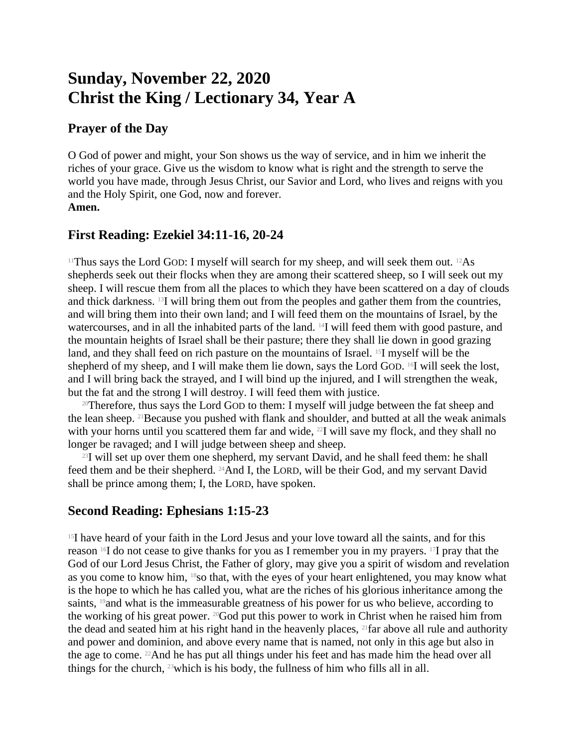# Sunday, November 22, 2020
# Christ the King / Lectionary 34, Year A

## Prayer of the Day

O God of power and might, your Son shows us the way of service, and in him we inherit the riches of your grace. Give us the wisdom to know what is right and the strength to serve the world you have made, through Jesus Christ, our Savior and Lord, who lives and reigns with you and the Holy Spirit, one God, now and forever.
**Amen.**

## First Reading: Ezekiel 34:11-16, 20-24

[11]Thus says the Lord GOD: I myself will search for my sheep, and will seek them out. [12]As shepherds seek out their flocks when they are among their scattered sheep, so I will seek out my sheep. I will rescue them from all the places to which they have been scattered on a day of clouds and thick darkness. [13]I will bring them out from the peoples and gather them from the countries, and will bring them into their own land; and I will feed them on the mountains of Israel, by the watercourses, and in all the inhabited parts of the land. [14]I will feed them with good pasture, and the mountain heights of Israel shall be their pasture; there they shall lie down in good grazing land, and they shall feed on rich pasture on the mountains of Israel. [15]I myself will be the shepherd of my sheep, and I will make them lie down, says the Lord GOD. [16]I will seek the lost, and I will bring back the strayed, and I will bind up the injured, and I will strengthen the weak, but the fat and the strong I will destroy. I will feed them with justice.

[20]Therefore, thus says the Lord GOD to them: I myself will judge between the fat sheep and the lean sheep. [21]Because you pushed with flank and shoulder, and butted at all the weak animals with your horns until you scattered them far and wide, [22]I will save my flock, and they shall no longer be ravaged; and I will judge between sheep and sheep.

[23]I will set up over them one shepherd, my servant David, and he shall feed them: he shall feed them and be their shepherd. [24]And I, the LORD, will be their God, and my servant David shall be prince among them; I, the LORD, have spoken.

## Second Reading: Ephesians 1:15-23

[15]I have heard of your faith in the Lord Jesus and your love toward all the saints, and for this reason [16]I do not cease to give thanks for you as I remember you in my prayers. [17]I pray that the God of our Lord Jesus Christ, the Father of glory, may give you a spirit of wisdom and revelation as you come to know him, [18]so that, with the eyes of your heart enlightened, you may know what is the hope to which he has called you, what are the riches of his glorious inheritance among the saints, [19]and what is the immeasurable greatness of his power for us who believe, according to the working of his great power. [20]God put this power to work in Christ when he raised him from the dead and seated him at his right hand in the heavenly places, [21]far above all rule and authority and power and dominion, and above every name that is named, not only in this age but also in the age to come. [22]And he has put all things under his feet and has made him the head over all things for the church, [23]which is his body, the fullness of him who fills all in all.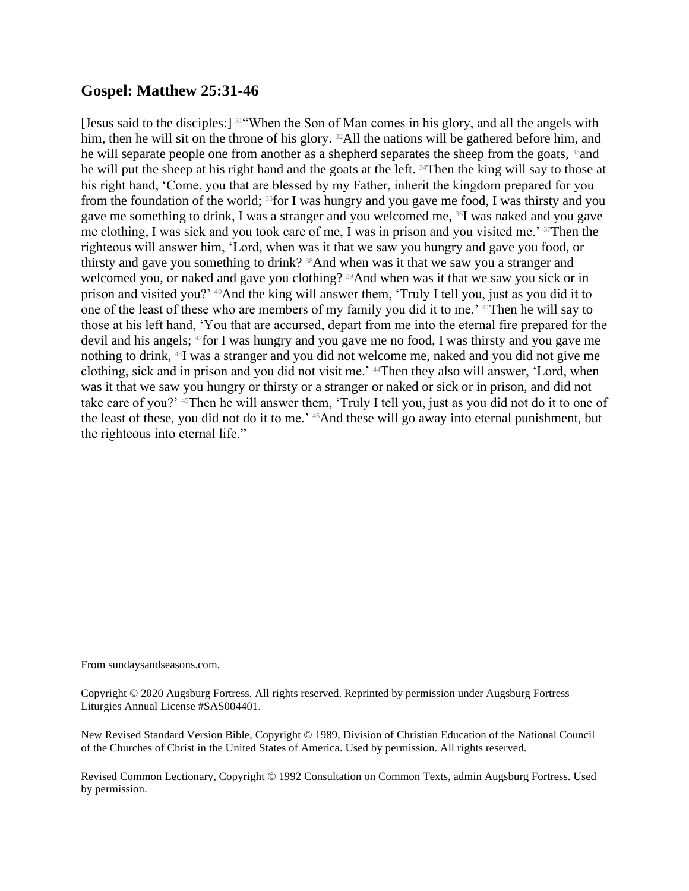## Gospel: Matthew 25:31-46

[Jesus said to the disciples:] [31]"When the Son of Man comes in his glory, and all the angels with him, then he will sit on the throne of his glory. [32]All the nations will be gathered before him, and he will separate people one from another as a shepherd separates the sheep from the goats, [33]and he will put the sheep at his right hand and the goats at the left. [34]Then the king will say to those at his right hand, 'Come, you that are blessed by my Father, inherit the kingdom prepared for you from the foundation of the world; [35]for I was hungry and you gave me food, I was thirsty and you gave me something to drink, I was a stranger and you welcomed me, [36]I was naked and you gave me clothing, I was sick and you took care of me, I was in prison and you visited me.' [37]Then the righteous will answer him, 'Lord, when was it that we saw you hungry and gave you food, or thirsty and gave you something to drink? [38]And when was it that we saw you a stranger and welcomed you, or naked and gave you clothing? [39]And when was it that we saw you sick or in prison and visited you?' [40]And the king will answer them, 'Truly I tell you, just as you did it to one of the least of these who are members of my family you did it to me.' [41]Then he will say to those at his left hand, 'You that are accursed, depart from me into the eternal fire prepared for the devil and his angels; [42]for I was hungry and you gave me no food, I was thirsty and you gave me nothing to drink, [43]I was a stranger and you did not welcome me, naked and you did not give me clothing, sick and in prison and you did not visit me.' [44]Then they also will answer, 'Lord, when was it that we saw you hungry or thirsty or a stranger or naked or sick or in prison, and did not take care of you?' [45]Then he will answer them, 'Truly I tell you, just as you did not do it to one of the least of these, you did not do it to me.' [46]And these will go away into eternal punishment, but the righteous into eternal life."

From sundaysandseasons.com.

Copyright © 2020 Augsburg Fortress. All rights reserved. Reprinted by permission under Augsburg Fortress Liturgies Annual License #SAS004401.

New Revised Standard Version Bible, Copyright © 1989, Division of Christian Education of the National Council of the Churches of Christ in the United States of America. Used by permission. All rights reserved.

Revised Common Lectionary, Copyright © 1992 Consultation on Common Texts, admin Augsburg Fortress. Used by permission.